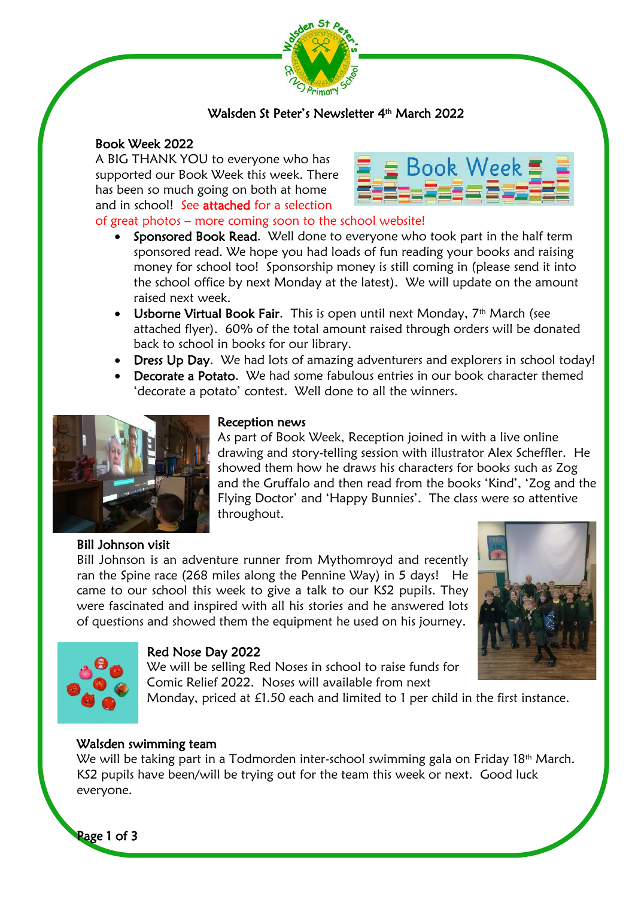# Walsden St Peter's Newsletter 4th March 2022

## Book Week 2022

A BIG THANK YOU to everyone who has supported our Book Week this week. There has been so much going on both at home and in school! See **attached** for a selection of great photos – more coming soon to the school website!

- **Sponsored Book Read**. Well done to everyone who took part in the half term sponsored read. We hope you had loads of fun reading your books and raising money for school too! Sponsorship money is still coming in (please send it into the school office by next Monday at the latest). We will update on the amount raised next week.
- **Usborne Virtual Book Fair**. This is open until next Monday, 7th March (see attached flyer). 60% of the total amount raised through orders will be donated back to school in books for our library.
- **Dress Up Day**. We had lots of amazing adventurers and explorers in school today!
- **Decorate a Potato**. We had some fabulous entries in our book character themed 'decorate a potato' contest. Well done to all the winners.

## Reception news

As part of Book Week, Reception joined in with a live online drawing and story-telling session with illustrator Alex Scheffler. He showed them how he draws his characters for books such as Zog and the Gruffalo and then read from the books 'Kind', 'Zog and the Flying Doctor' and 'Happy Bunnies'. The class were so attentive throughout.

## Bill Johnson visit

Bill Johnson is an adventure runner from Mythomroyd and recently ran the Spine race (268 miles along the Pennine Way) in 5 days! He came to our school this week to give a talk to our KS2 pupils. They were fascinated and inspired with all his stories and he answered lots of questions and showed them the equipment he used on his journey.

## Red Nose Day 2022

We will be selling Red Noses in school to raise funds for Comic Relief 2022. Noses will available from next Monday, priced at £1.50 each and limited to 1 per child in the first instance.

## Walsden swimming team

We will be taking part in a Todmorden inter-school swimming gala on Friday 18th March. KS2 pupils have been/will be trying out for the team this week or next. Good luck everyone.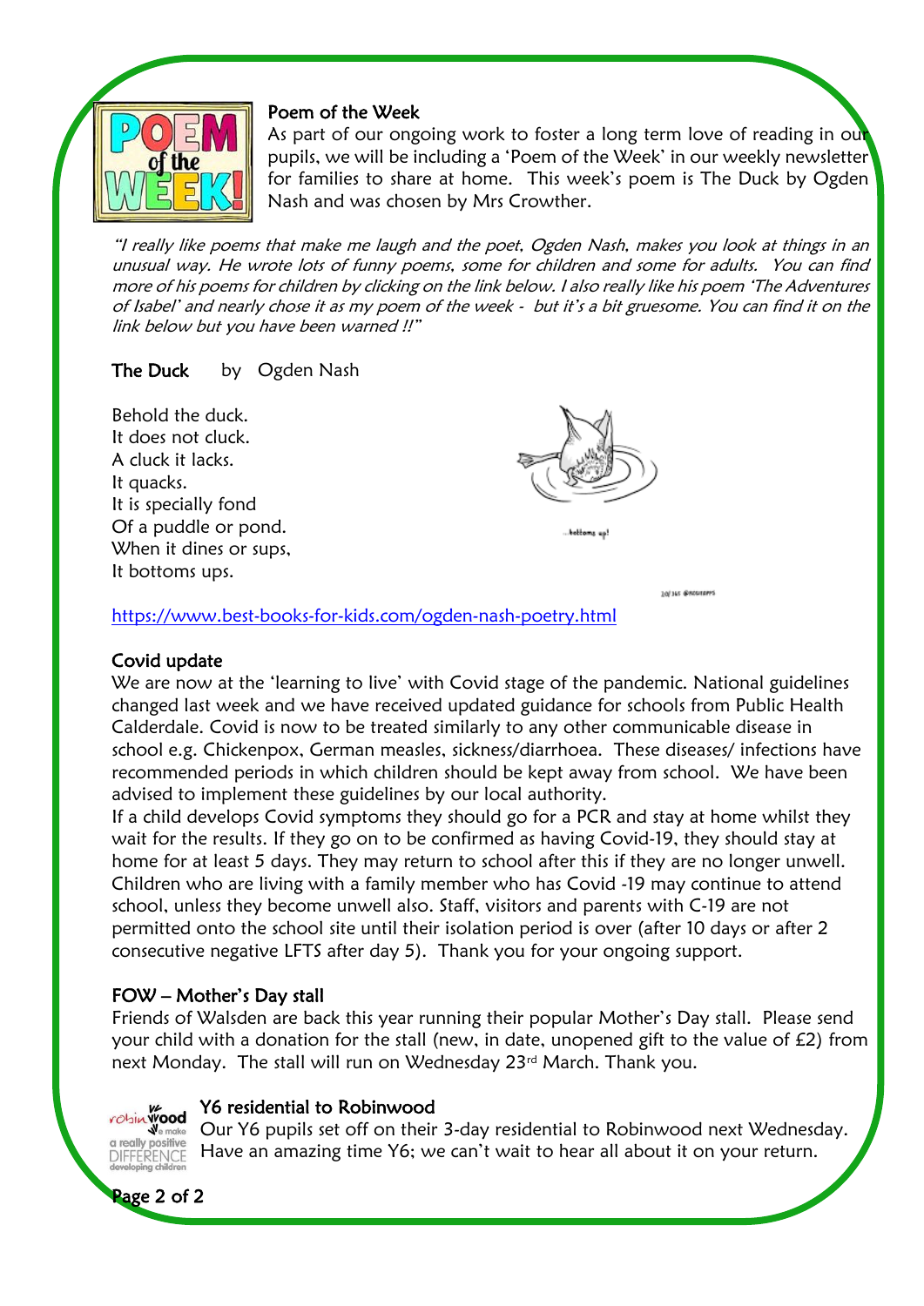## Poem of the Week

As part of our ongoing work to foster a long term love of reading in our pupils, we will be including a 'Poem of the Week' in our weekly newsletter for families to share at home. This week's poem is The Duck by Ogden Nash and was chosen by Mrs Crowther.

*"I really like poems that make me laugh and the poet, Ogden Nash, makes you look at things in an unusual way. He wrote lots of funny poems, some for children and some for adults. You can find more of his poems for children by clicking on the link below. I also really like his poem 'The Adventures of Isabel' and nearly chose it as my poem of the week - but it's a bit gruesome. You can find it on the link below but you have been warned !!"*

**The Duck** by Ogden Nash

Behold the duck.
It does not cluck.
A cluck it lacks.
It quacks.
It is specially fond
Of a puddle or pond.
When it dines or sups,
It bottoms ups.

https://www.best-books-for-kids.com/ogden-nash-poetry.html

## Covid update

We are now at the 'learning to live' with Covid stage of the pandemic. National guidelines changed last week and we have received updated guidance for schools from Public Health Calderdale. Covid is now to be treated similarly to any other communicable disease in school e.g. Chickenpox, German measles, sickness/diarrhoea. These diseases/ infections have recommended periods in which children should be kept away from school. We have been advised to implement these guidelines by our local authority.

If a child develops Covid symptoms they should go for a PCR and stay at home whilst they wait for the results. If they go on to be confirmed as having Covid-19, they should stay at home for at least 5 days. They may return to school after this if they are no longer unwell. Children who are living with a family member who has Covid -19 may continue to attend school, unless they become unwell also. Staff, visitors and parents with C-19 are not permitted onto the school site until their isolation period is over (after 10 days or after 2 consecutive negative LFTS after day 5). Thank you for your ongoing support.

## FOW – Mother's Day stall

Friends of Walsden are back this year running their popular Mother's Day stall. Please send your child with a donation for the stall (new, in date, unopened gift to the value of £2) from next Monday. The stall will run on Wednesday 23rd March. Thank you.

## Y6 residential to Robinwood

Our Y6 pupils set off on their 3-day residential to Robinwood next Wednesday. Have an amazing time Y6; we can't wait to hear all about it on your return.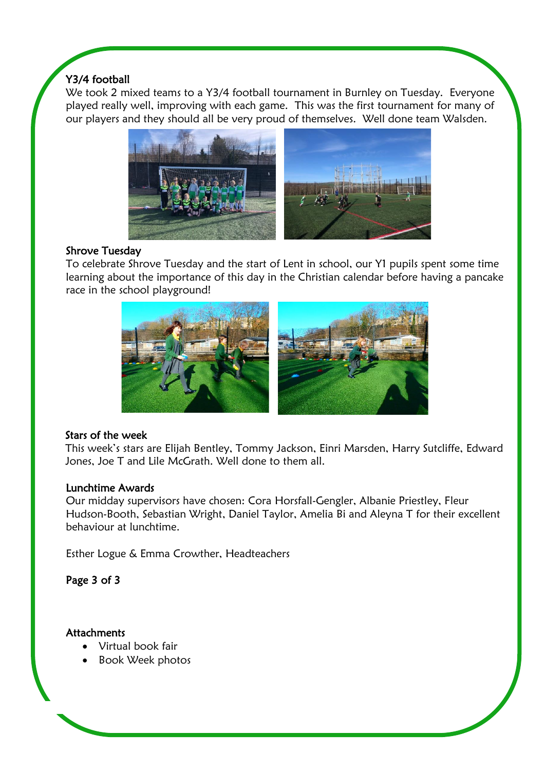### Y3/4 football

We took 2 mixed teams to a Y3/4 football tournament in Burnley on Tuesday. Everyone played really well, improving with each game. This was the first tournament for many of our players and they should all be very proud of themselves. Well done team Walsden.

### Shrove Tuesday

To celebrate Shrove Tuesday and the start of Lent in school, our Y1 pupils spent some time learning about the importance of this day in the Christian calendar before having a pancake race in the school playground!

### Stars of the week

This week's stars are Elijah Bentley, Tommy Jackson, Einri Marsden, Harry Sutcliffe, Edward Jones, Joe T and Lile McGrath. Well done to them all.

### Lunchtime Awards

Our midday supervisors have chosen: Cora Horsfall-Gengler, Albanie Priestley, Fleur Hudson-Booth, Sebastian Wright, Daniel Taylor, Amelia Bi and Aleyna T for their excellent behaviour at lunchtime.

Esther Logue & Emma Crowther, Headteachers

### Attachments

- Virtual book fair
- Book Week photos